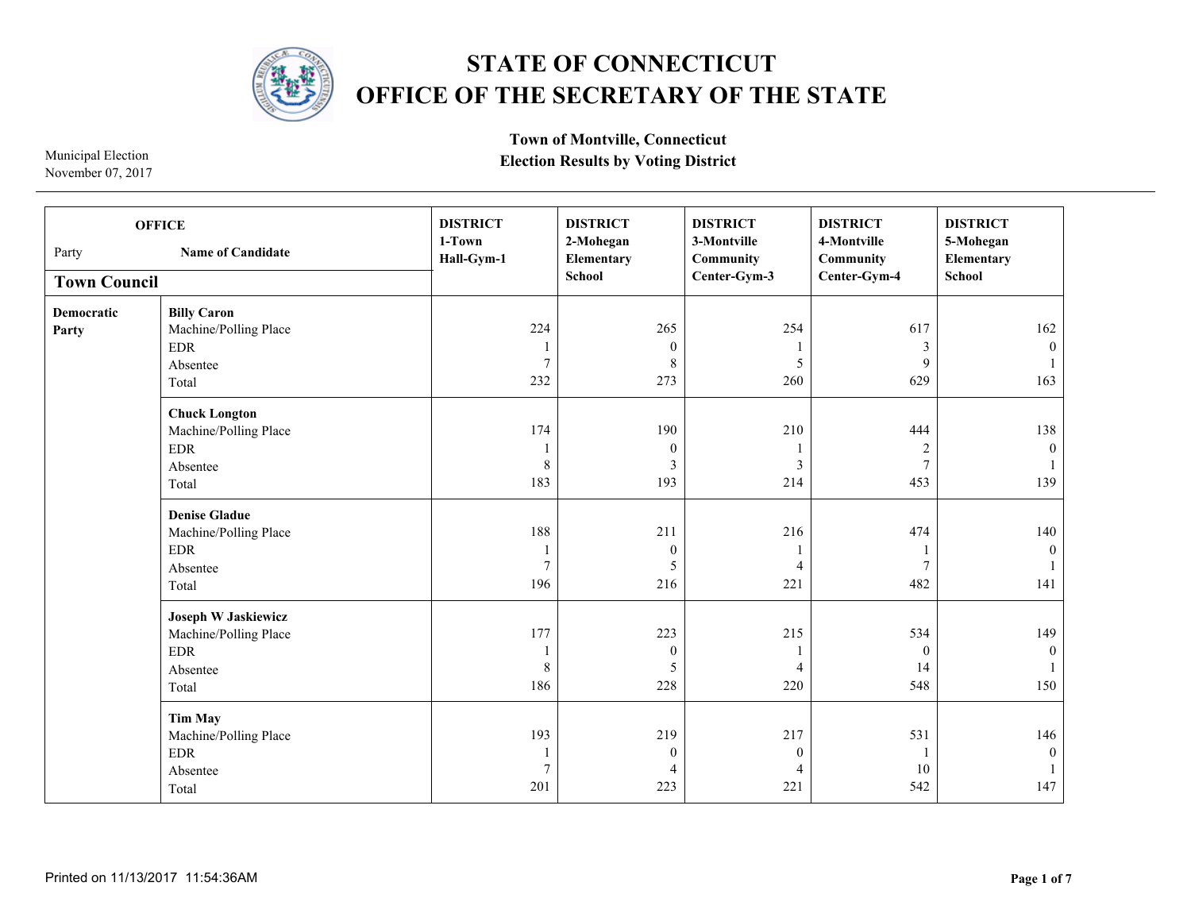# STATE OF CONNECTICUT
# OFFICE OF THE SECRETARY OF THE STATE

Municipal Election
November 07, 2017

**Town of Montville, Connecticut**
**Election Results by Voting District**

| OFFICE Party | Name of Candidate | DISTRICT 1-Town Hall-Gym-1 | DISTRICT 2-Mohegan Elementary School | DISTRICT 3-Montville Community Center-Gym-3 | DISTRICT 4-Montville Community Center-Gym-4 | DISTRICT 5-Mohegan Elementary School |
|---|---|---|---|---|---|---|
| **Town Council** | | | | | | |
| **Democratic Party** | **Billy Caron** | | | | | |
| | Machine/Polling Place | 224 | 265 | 254 | 617 | 162 |
| | EDR | 1 | 0 | 1 | 3 | 0 |
| | Absentee | 7 | 8 | 5 | 9 | 1 |
| | Total | 232 | 273 | 260 | 629 | 163 |
| | **Chuck Longton** | | | | | |
| | Machine/Polling Place | 174 | 190 | 210 | 444 | 138 |
| | EDR | 1 | 0 | 1 | 2 | 0 |
| | Absentee | 8 | 3 | 3 | 7 | 1 |
| | Total | 183 | 193 | 214 | 453 | 139 |
| | **Denise Gladue** | | | | | |
| | Machine/Polling Place | 188 | 211 | 216 | 474 | 140 |
| | EDR | 1 | 0 | 1 | 1 | 0 |
| | Absentee | 7 | 5 | 4 | 7 | 1 |
| | Total | 196 | 216 | 221 | 482 | 141 |
| | **Joseph W Jaskiewicz** | | | | | |
| | Machine/Polling Place | 177 | 223 | 215 | 534 | 149 |
| | EDR | 1 | 0 | 1 | 0 | 0 |
| | Absentee | 8 | 5 | 4 | 14 | 1 |
| | Total | 186 | 228 | 220 | 548 | 150 |
| | **Tim May** | | | | | |
| | Machine/Polling Place | 193 | 219 | 217 | 531 | 146 |
| | EDR | 1 | 0 | 0 | 1 | 0 |
| | Absentee | 7 | 4 | 4 | 10 | 1 |
| | Total | 201 | 223 | 221 | 542 | 147 |

Printed on 11/13/2017 11:54:36AM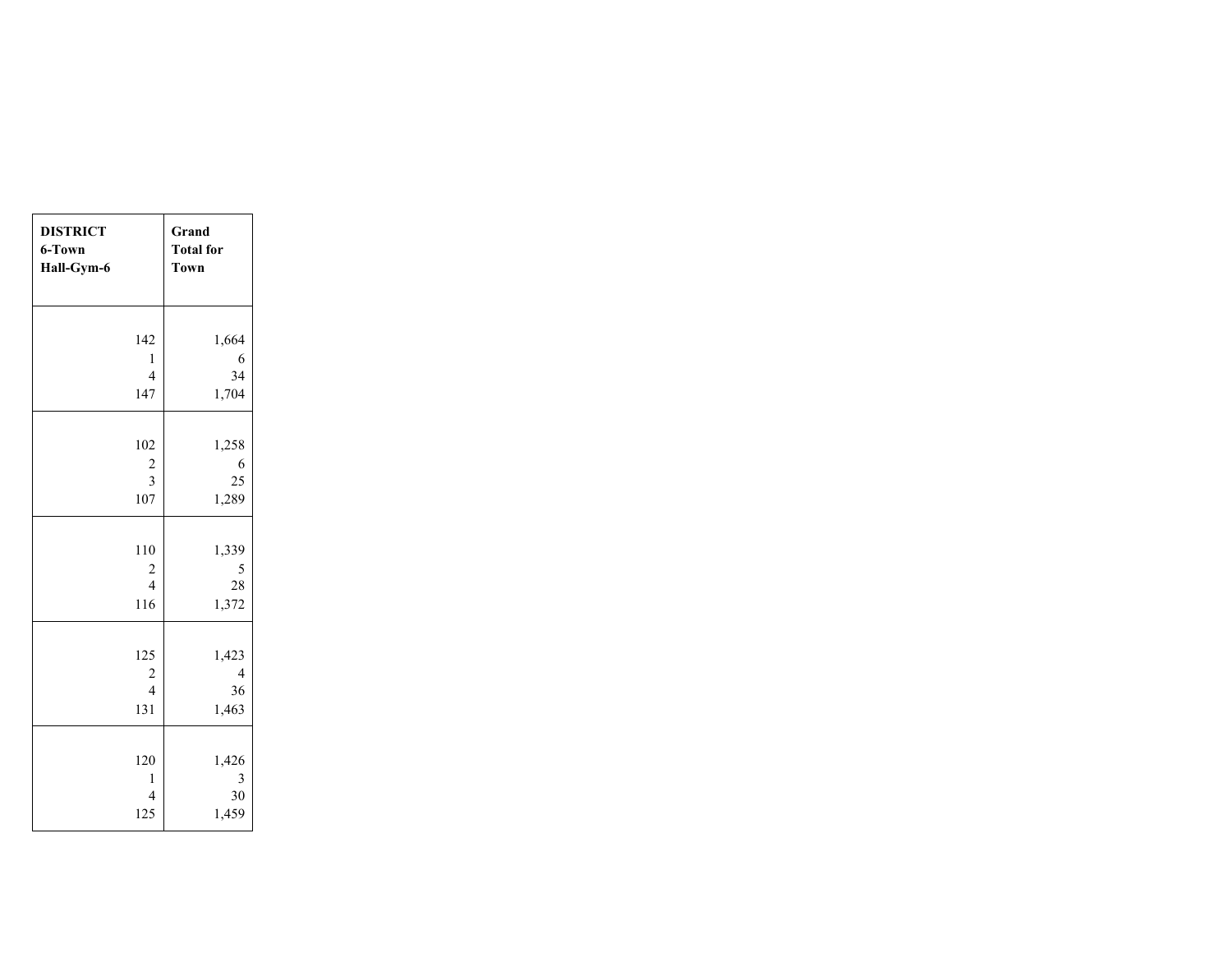| DISTRICT 6-Town Hall-Gym-6 | Grand Total for Town |
|---|---|
| 142 | 1,664 |
| 1 | 6 |
| 4 | 34 |
| 147 | 1,704 |
| 102 | 1,258 |
| 2 | 6 |
| 3 | 25 |
| 107 | 1,289 |
| 110 | 1,339 |
| 2 | 5 |
| 4 | 28 |
| 116 | 1,372 |
| 125 | 1,423 |
| 2 | 4 |
| 4 | 36 |
| 131 | 1,463 |
| 120 | 1,426 |
| 1 | 3 |
| 4 | 30 |
| 125 | 1,459 |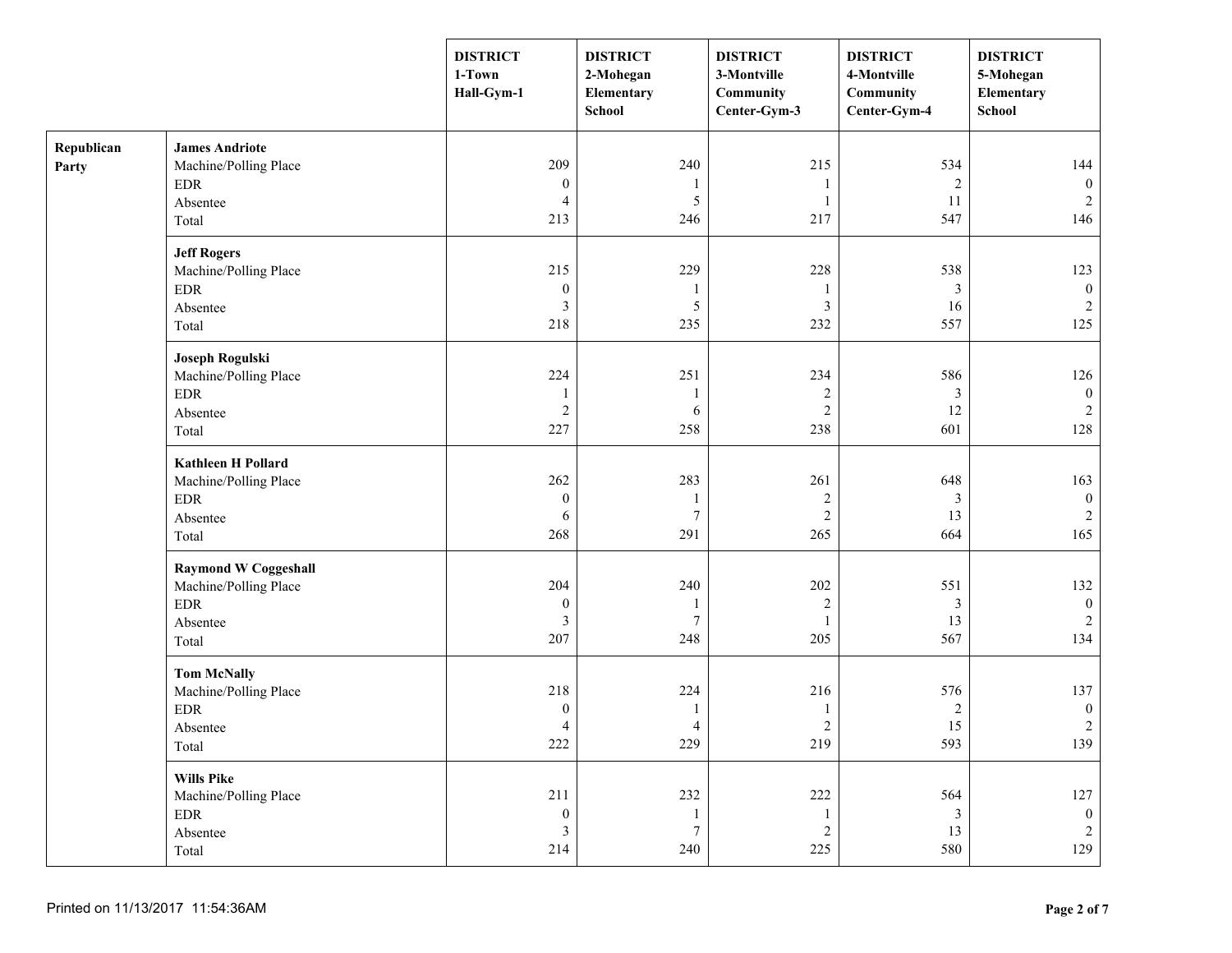| | | DISTRICT 1-Town Hall-Gym-1 | DISTRICT 2-Mohegan Elementary School | DISTRICT 3-Montville Community Center-Gym-3 | DISTRICT 4-Montville Community Center-Gym-4 | DISTRICT 5-Mohegan Elementary School |
|---|---|---|---|---|---|---|
| **Republican Party** | **James Andriote** | | | | | |
| | Machine/Polling Place | 209 | 240 | 215 | 534 | 144 |
| | EDR | 0 | 1 | 1 | 2 | 0 |
| | Absentee | 4 | 5 | 1 | 11 | 2 |
| | Total | 213 | 246 | 217 | 547 | 146 |
| | **Jeff Rogers** | | | | | |
| | Machine/Polling Place | 215 | 229 | 228 | 538 | 123 |
| | EDR | 0 | 1 | 1 | 3 | 0 |
| | Absentee | 3 | 5 | 3 | 16 | 2 |
| | Total | 218 | 235 | 232 | 557 | 125 |
| | **Joseph Rogulski** | | | | | |
| | Machine/Polling Place | 224 | 251 | 234 | 586 | 126 |
| | EDR | 1 | 1 | 2 | 3 | 0 |
| | Absentee | 2 | 6 | 2 | 12 | 2 |
| | Total | 227 | 258 | 238 | 601 | 128 |
| | **Kathleen H Pollard** | | | | | |
| | Machine/Polling Place | 262 | 283 | 261 | 648 | 163 |
| | EDR | 0 | 1 | 2 | 3 | 0 |
| | Absentee | 6 | 7 | 2 | 13 | 2 |
| | Total | 268 | 291 | 265 | 664 | 165 |
| | **Raymond W Coggeshall** | | | | | |
| | Machine/Polling Place | 204 | 240 | 202 | 551 | 132 |
| | EDR | 0 | 1 | 2 | 3 | 0 |
| | Absentee | 3 | 7 | 1 | 13 | 2 |
| | Total | 207 | 248 | 205 | 567 | 134 |
| | **Tom McNally** | | | | | |
| | Machine/Polling Place | 218 | 224 | 216 | 576 | 137 |
| | EDR | 0 | 1 | 1 | 2 | 0 |
| | Absentee | 4 | 4 | 2 | 15 | 2 |
| | Total | 222 | 229 | 219 | 593 | 139 |
| | **Wills Pike** | | | | | |
| | Machine/Polling Place | 211 | 232 | 222 | 564 | 127 |
| | EDR | 0 | 1 | 1 | 3 | 0 |
| | Absentee | 3 | 7 | 2 | 13 | 2 |
| | Total | 214 | 240 | 225 | 580 | 129 |

Printed on 11/13/2017 11:54:36AM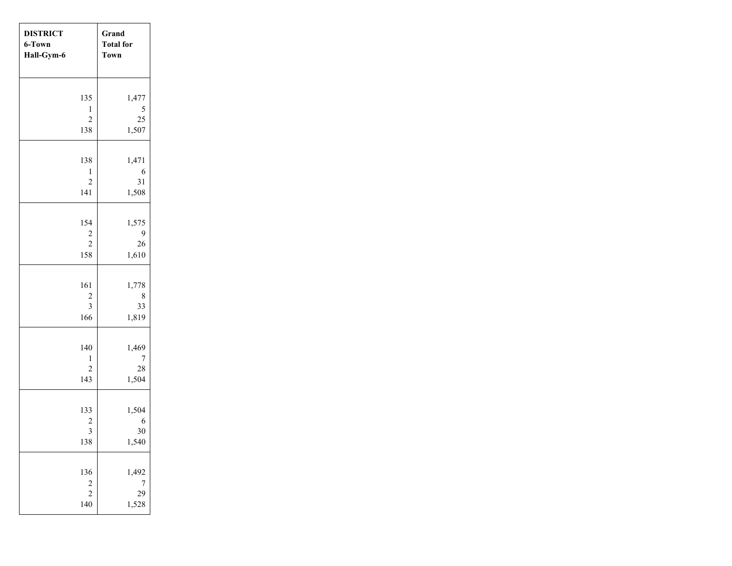| DISTRICT 6-Town Hall-Gym-6 | Grand Total for Town |
| --- | --- |
| 135 | 1,477 |
| 1 | 5 |
| 2 | 25 |
| 138 | 1,507 |
| 138 | 1,471 |
| 1 | 6 |
| 2 | 31 |
| 141 | 1,508 |
| 154 | 1,575 |
| 2 | 9 |
| 2 | 26 |
| 158 | 1,610 |
| 161 | 1,778 |
| 2 | 8 |
| 3 | 33 |
| 166 | 1,819 |
| 140 | 1,469 |
| 1 | 7 |
| 2 | 28 |
| 143 | 1,504 |
| 133 | 1,504 |
| 2 | 6 |
| 3 | 30 |
| 138 | 1,540 |
| 136 | 1,492 |
| 2 | 7 |
| 2 | 29 |
| 140 | 1,528 |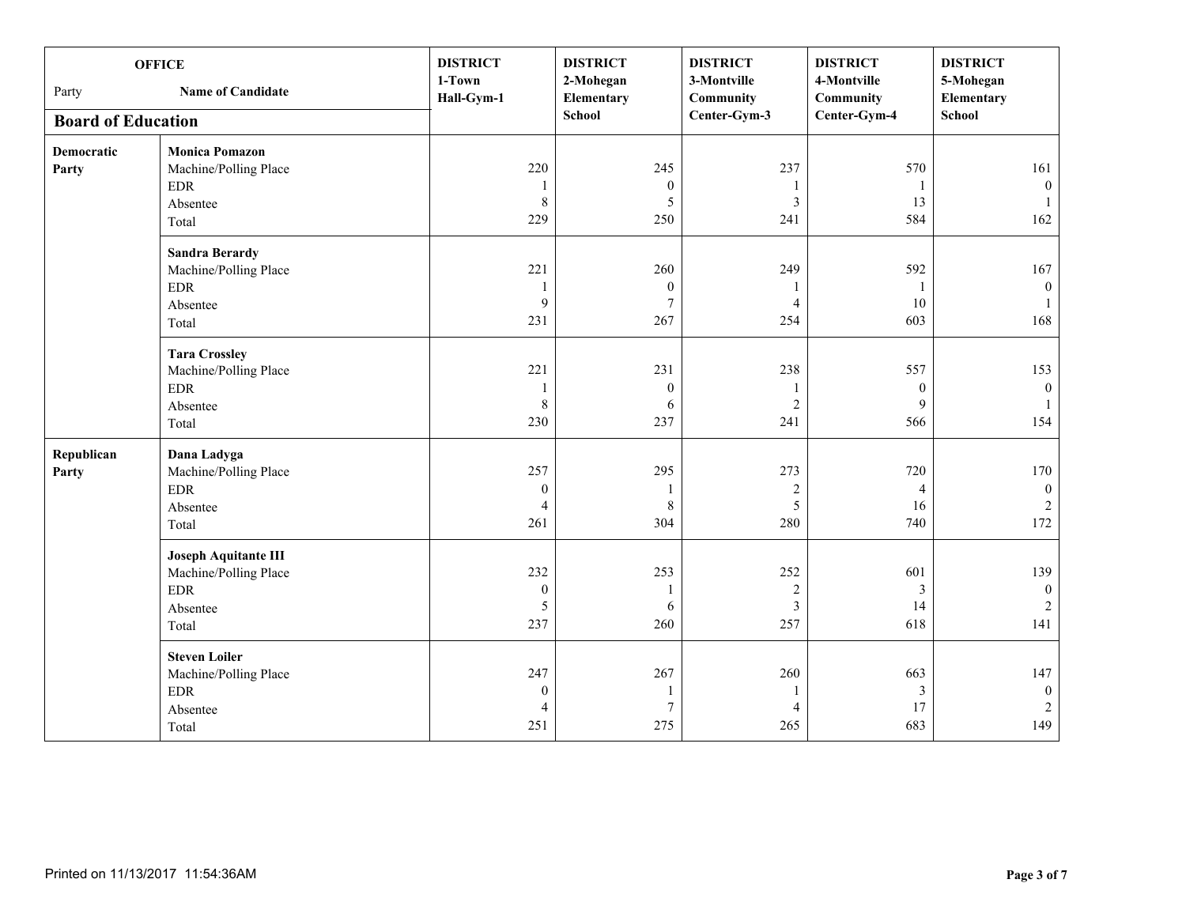| OFFICE Party | Name of Candidate | DISTRICT 1-Town Hall-Gym-1 | DISTRICT 2-Mohegan Elementary School | DISTRICT 3-Montville Community Center-Gym-3 | DISTRICT 4-Montville Community Center-Gym-4 | DISTRICT 5-Mohegan Elementary School |
|---|---|---|---|---|---|---|
| **Board of Education** | | | | | | |
| **Democratic Party** | **Monica Pomazon** | | | | | |
| | Machine/Polling Place | 220 | 245 | 237 | 570 | 161 |
| | EDR | 1 | 0 | 1 | 1 | 0 |
| | Absentee | 8 | 5 | 3 | 13 | 1 |
| | Total | 229 | 250 | 241 | 584 | 162 |
| | **Sandra Berardy** | | | | | |
| | Machine/Polling Place | 221 | 260 | 249 | 592 | 167 |
| | EDR | 1 | 0 | 1 | 1 | 0 |
| | Absentee | 9 | 7 | 4 | 10 | 1 |
| | Total | 231 | 267 | 254 | 603 | 168 |
| | **Tara Crossley** | | | | | |
| | Machine/Polling Place | 221 | 231 | 238 | 557 | 153 |
| | EDR | 1 | 0 | 1 | 0 | 0 |
| | Absentee | 8 | 6 | 2 | 9 | 1 |
| | Total | 230 | 237 | 241 | 566 | 154 |
| **Republican Party** | **Dana Ladyga** | | | | | |
| | Machine/Polling Place | 257 | 295 | 273 | 720 | 170 |
| | EDR | 0 | 1 | 2 | 4 | 0 |
| | Absentee | 4 | 8 | 5 | 16 | 2 |
| | Total | 261 | 304 | 280 | 740 | 172 |
| | **Joseph Aquitante III** | | | | | |
| | Machine/Polling Place | 232 | 253 | 252 | 601 | 139 |
| | EDR | 0 | 1 | 2 | 3 | 0 |
| | Absentee | 5 | 6 | 3 | 14 | 2 |
| | Total | 237 | 260 | 257 | 618 | 141 |
| | **Steven Loiler** | | | | | |
| | Machine/Polling Place | 247 | 267 | 260 | 663 | 147 |
| | EDR | 0 | 1 | 1 | 3 | 0 |
| | Absentee | 4 | 7 | 4 | 17 | 2 |
| | Total | 251 | 275 | 265 | 683 | 149 |

Printed on 11/13/2017 11:54:36AM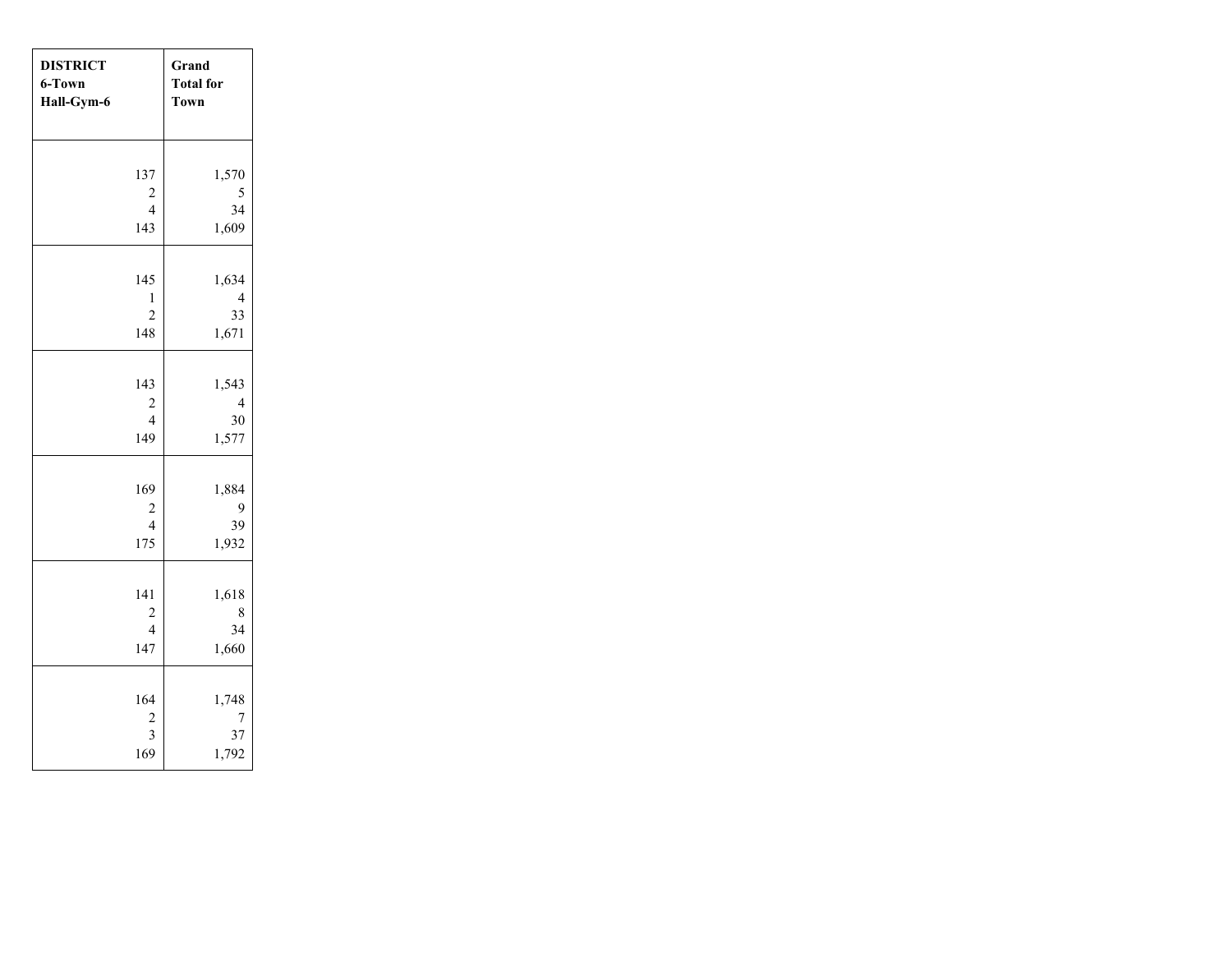| DISTRICT 6-Town Hall-Gym-6 | Grand Total for Town |
|---|---|
| 137 | 1,570 |
| 2 | 5 |
| 4 | 34 |
| 143 | 1,609 |
| 145 | 1,634 |
| 1 | 4 |
| 2 | 33 |
| 148 | 1,671 |
| 143 | 1,543 |
| 2 | 4 |
| 4 | 30 |
| 149 | 1,577 |
| 169 | 1,884 |
| 2 | 9 |
| 4 | 39 |
| 175 | 1,932 |
| 141 | 1,618 |
| 2 | 8 |
| 4 | 34 |
| 147 | 1,660 |
| 164 | 1,748 |
| 2 | 7 |
| 3 | 37 |
| 169 | 1,792 |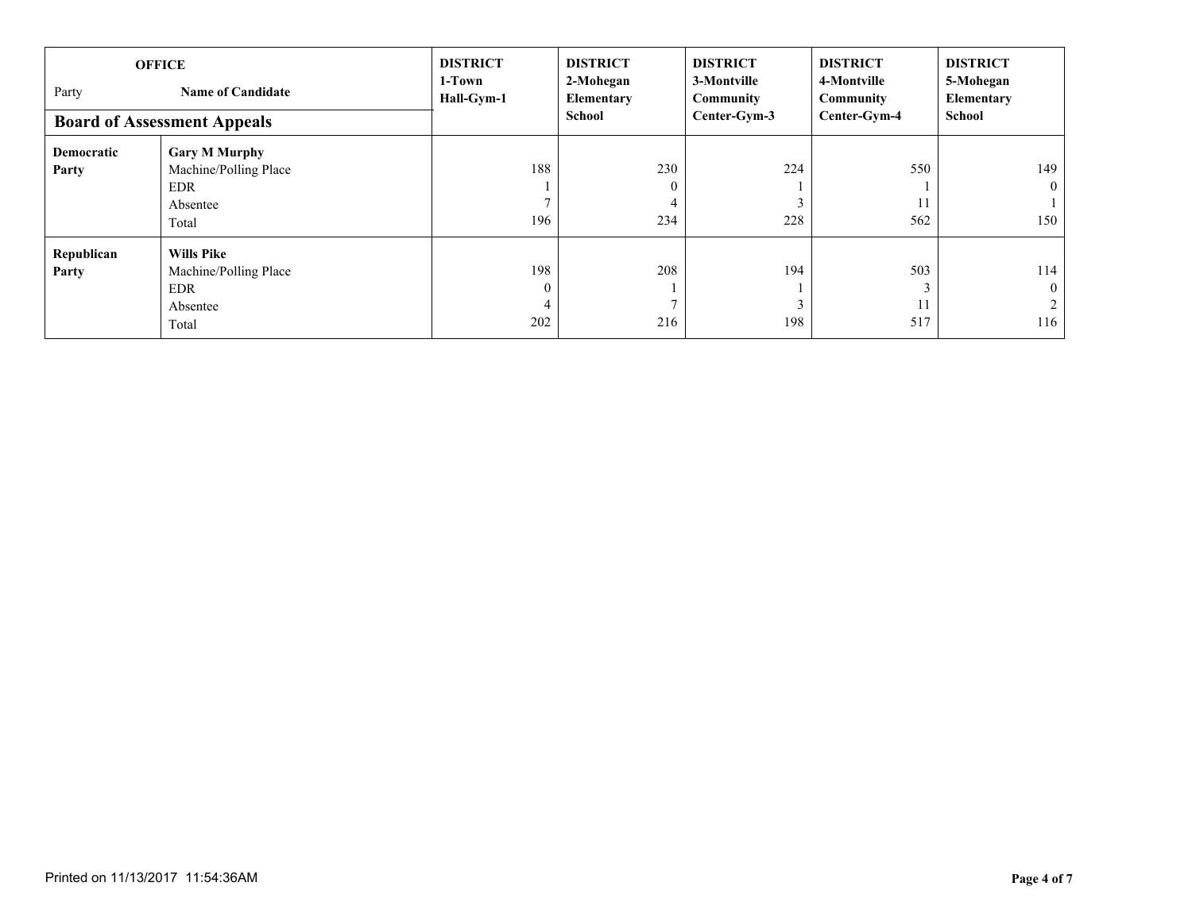| OFFICE<br>Party / Name of Candidate | | DISTRICT 1-Town Hall-Gym-1 | DISTRICT 2-Mohegan Elementary School | DISTRICT 3-Montville Community Center-Gym-3 | DISTRICT 4-Montville Community Center-Gym-4 | DISTRICT 5-Mohegan Elementary School |
|---|---|---|---|---|---|---|
| **Board of Assessment Appeals** | | | | | | |
| **Democratic Party** | **Gary M Murphy** | | | | | |
| | Machine/Polling Place | 188 | 230 | 224 | 550 | 149 |
| | EDR | 1 | 0 | 1 | 1 | 0 |
| | Absentee | 7 | 4 | 3 | 11 | 1 |
| | Total | 196 | 234 | 228 | 562 | 150 |
| **Republican Party** | **Wills Pike** | | | | | |
| | Machine/Polling Place | 198 | 208 | 194 | 503 | 114 |
| | EDR | 0 | 1 | 1 | 3 | 0 |
| | Absentee | 4 | 7 | 3 | 11 | 2 |
| | Total | 202 | 216 | 198 | 517 | 116 |

Printed on 11/13/2017 11:54:36AM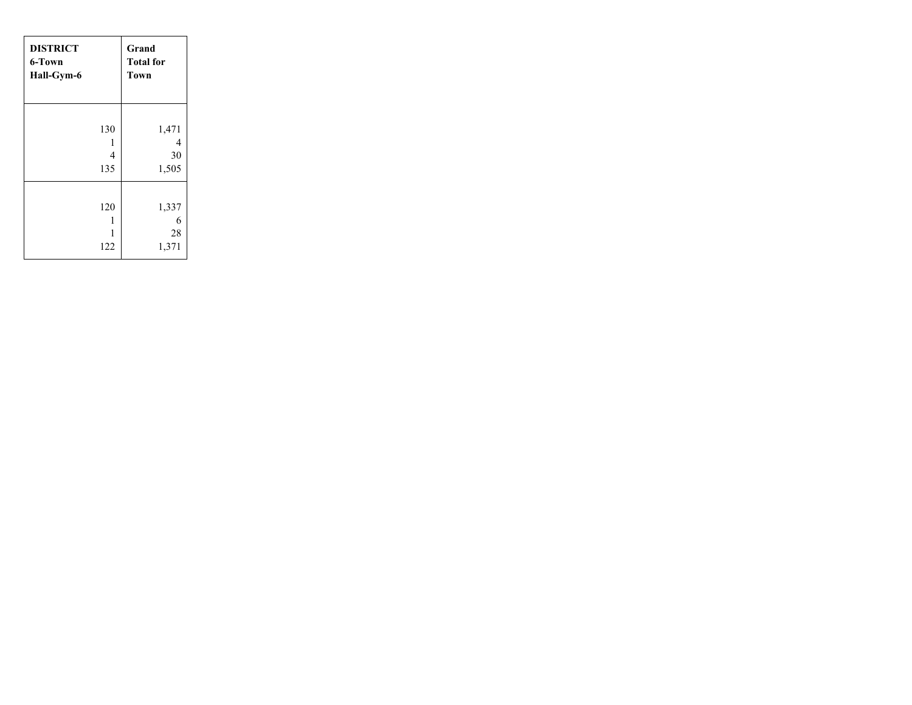| DISTRICT 6-Town Hall-Gym-6 | Grand Total for Town |
|---|---|
| | |
| 130 | 1,471 |
| 1 | 4 |
| 4 | 30 |
| 135 | 1,505 |
| | |
| 120 | 1,337 |
| 1 | 6 |
| 1 | 28 |
| 122 | 1,371 |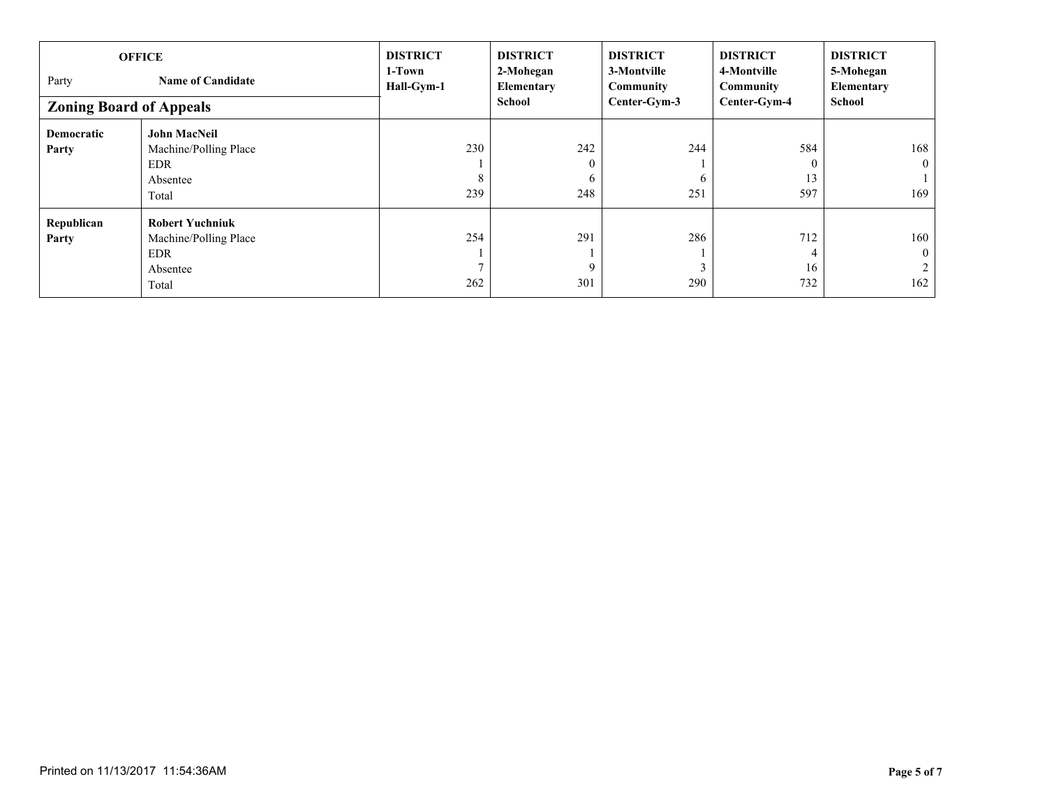| OFFICE<br>Party / Name of Candidate | | DISTRICT 1-Town Hall-Gym-1 | DISTRICT 2-Mohegan Elementary School | DISTRICT 3-Montville Community Center-Gym-3 | DISTRICT 4-Montville Community Center-Gym-4 | DISTRICT 5-Mohegan Elementary School |
|---|---|---|---|---|---|---|
| **Zoning Board of Appeals** | | | | | | |
| **Democratic Party** | **John MacNeil** | | | | | |
| | Machine/Polling Place | 230 | 242 | 244 | 584 | 168 |
| | EDR | 1 | 0 | 1 | 0 | 0 |
| | Absentee | 8 | 6 | 6 | 13 | 1 |
| | Total | 239 | 248 | 251 | 597 | 169 |
| **Republican Party** | **Robert Yuchniuk** | | | | | |
| | Machine/Polling Place | 254 | 291 | 286 | 712 | 160 |
| | EDR | 1 | 1 | 1 | 4 | 0 |
| | Absentee | 7 | 9 | 3 | 16 | 2 |
| | Total | 262 | 301 | 290 | 732 | 162 |

Printed on 11/13/2017 11:54:36AM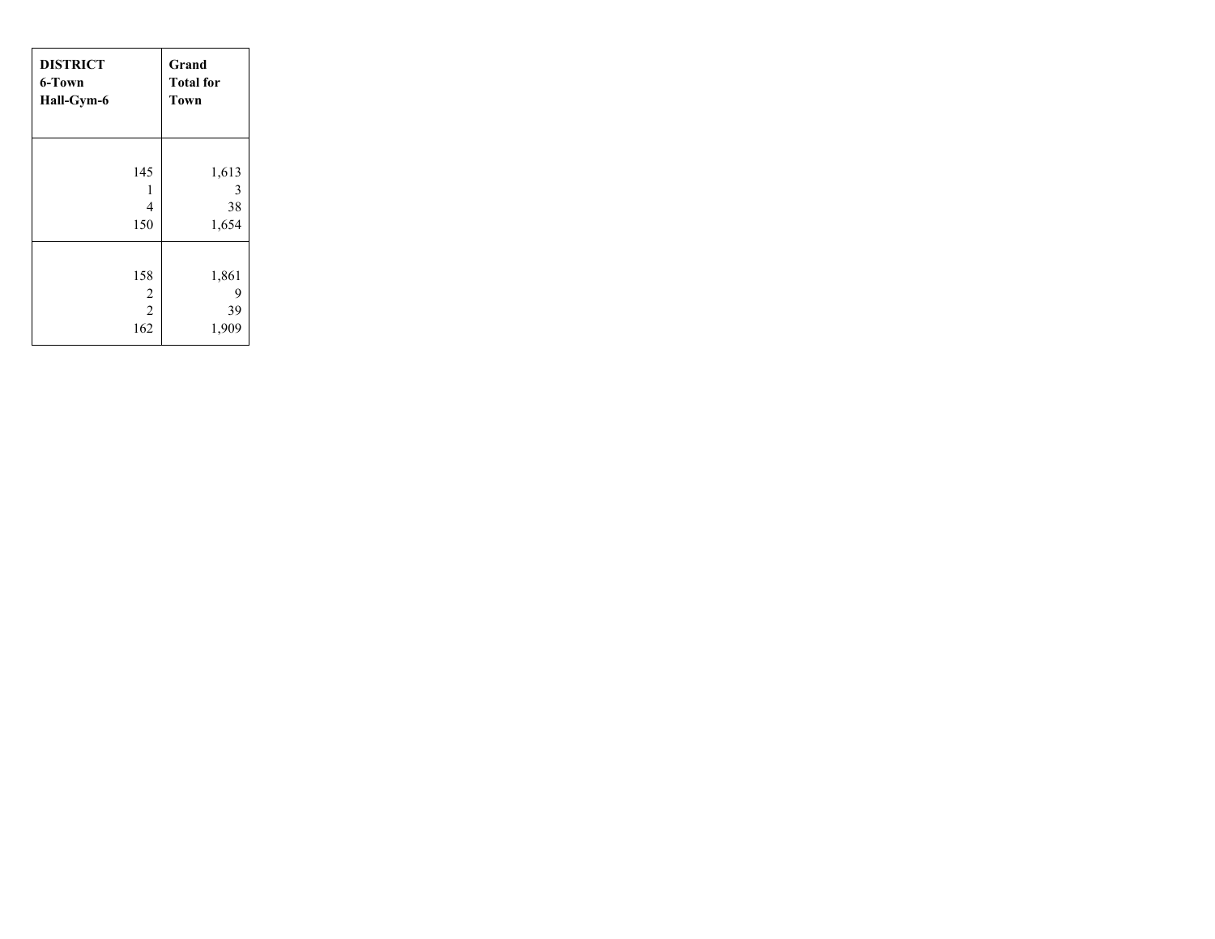| DISTRICT 6-Town Hall-Gym-6 | Grand Total for Town |
|---|---|
| | |
| 145 | 1,613 |
| 1 | 3 |
| 4 | 38 |
| 150 | 1,654 |
| | |
| 158 | 1,861 |
| 2 | 9 |
| 2 | 39 |
| 162 | 1,909 |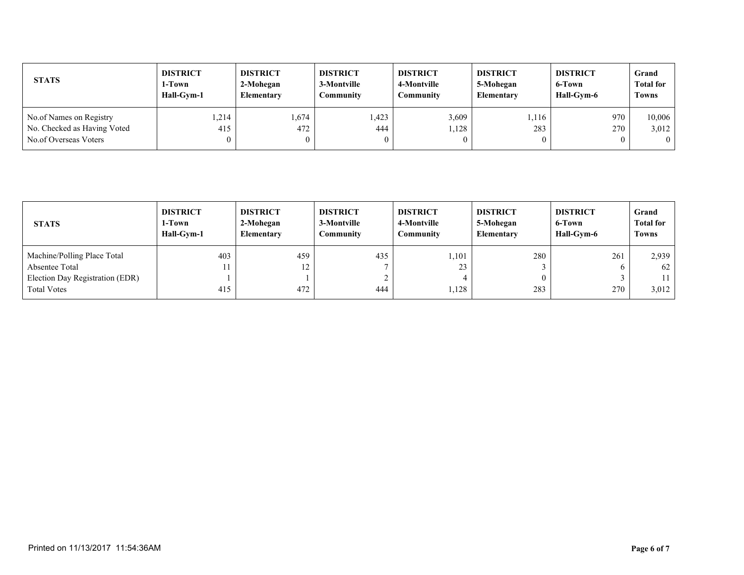| STATS | DISTRICT 1-Town Hall-Gym-1 | DISTRICT 2-Mohegan Elementary | DISTRICT 3-Montville Community | DISTRICT 4-Montville Community | DISTRICT 5-Mohegan Elementary | DISTRICT 6-Town Hall-Gym-6 | Grand Total for Towns |
|---|---|---|---|---|---|---|---|
| No.of Names on Registry | 1,214 | 1,674 | 1,423 | 3,609 | 1,116 | 970 | 10,006 |
| No. Checked as Having Voted | 415 | 472 | 444 | 1,128 | 283 | 270 | 3,012 |
| No.of Overseas Voters | 0 | 0 | 0 | 0 | 0 | 0 | 0 |

| STATS | DISTRICT 1-Town Hall-Gym-1 | DISTRICT 2-Mohegan Elementary | DISTRICT 3-Montville Community | DISTRICT 4-Montville Community | DISTRICT 5-Mohegan Elementary | DISTRICT 6-Town Hall-Gym-6 | Grand Total for Towns |
|---|---|---|---|---|---|---|---|
| Machine/Polling Place Total | 403 | 459 | 435 | 1,101 | 280 | 261 | 2,939 |
| Absentee Total | 11 | 12 | 7 | 23 | 3 | 6 | 62 |
| Election Day Registration (EDR) | 1 | 1 | 2 | 4 | 0 | 3 | 11 |
| Total Votes | 415 | 472 | 444 | 1,128 | 283 | 270 | 3,012 |

Printed on 11/13/2017 11:54:36AM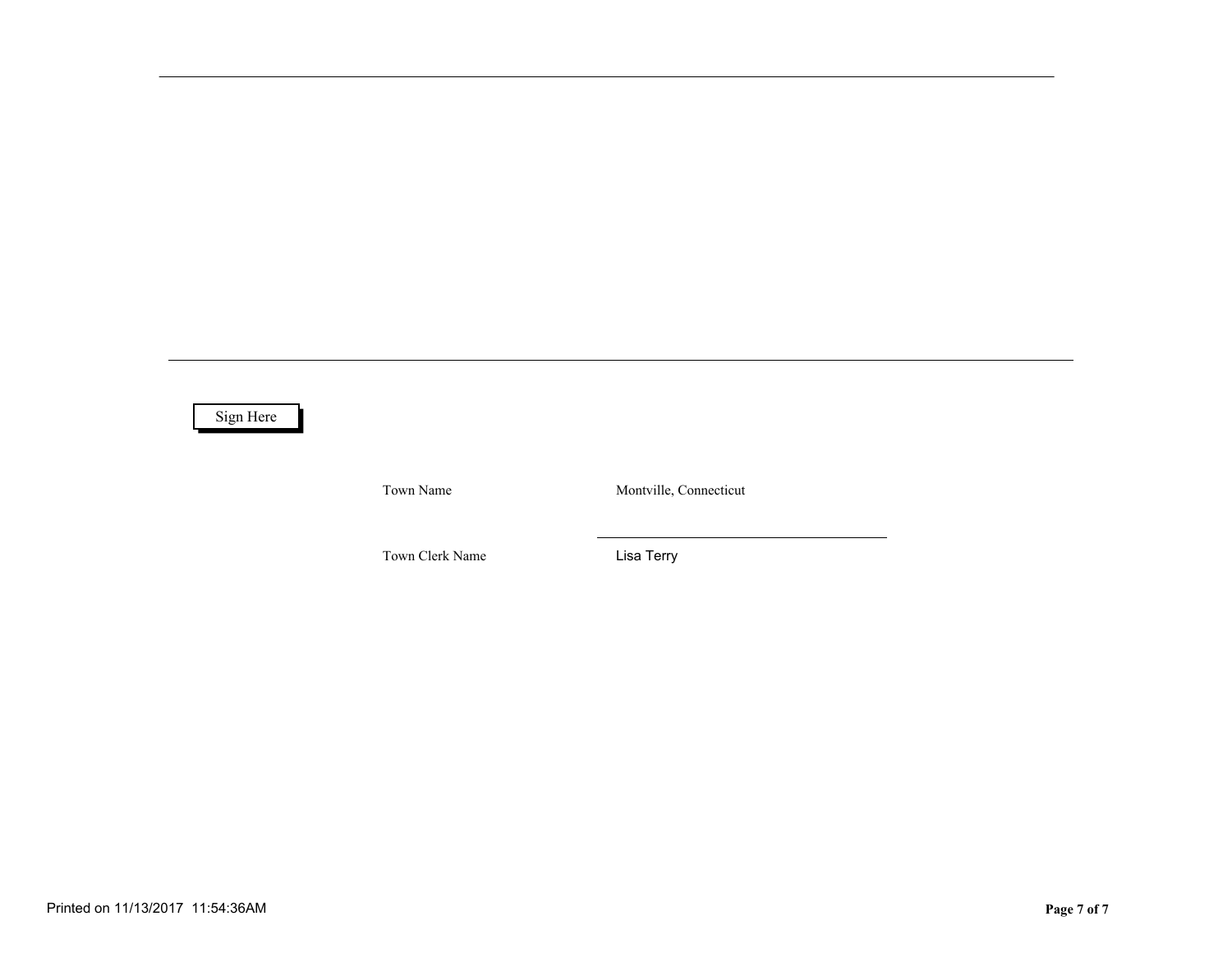Sign Here

| | |
|---|---|
| Town Name | Montville, Connecticut |
| Town Clerk Name | Lisa Terry |

Printed on 11/13/2017 11:54:36AM